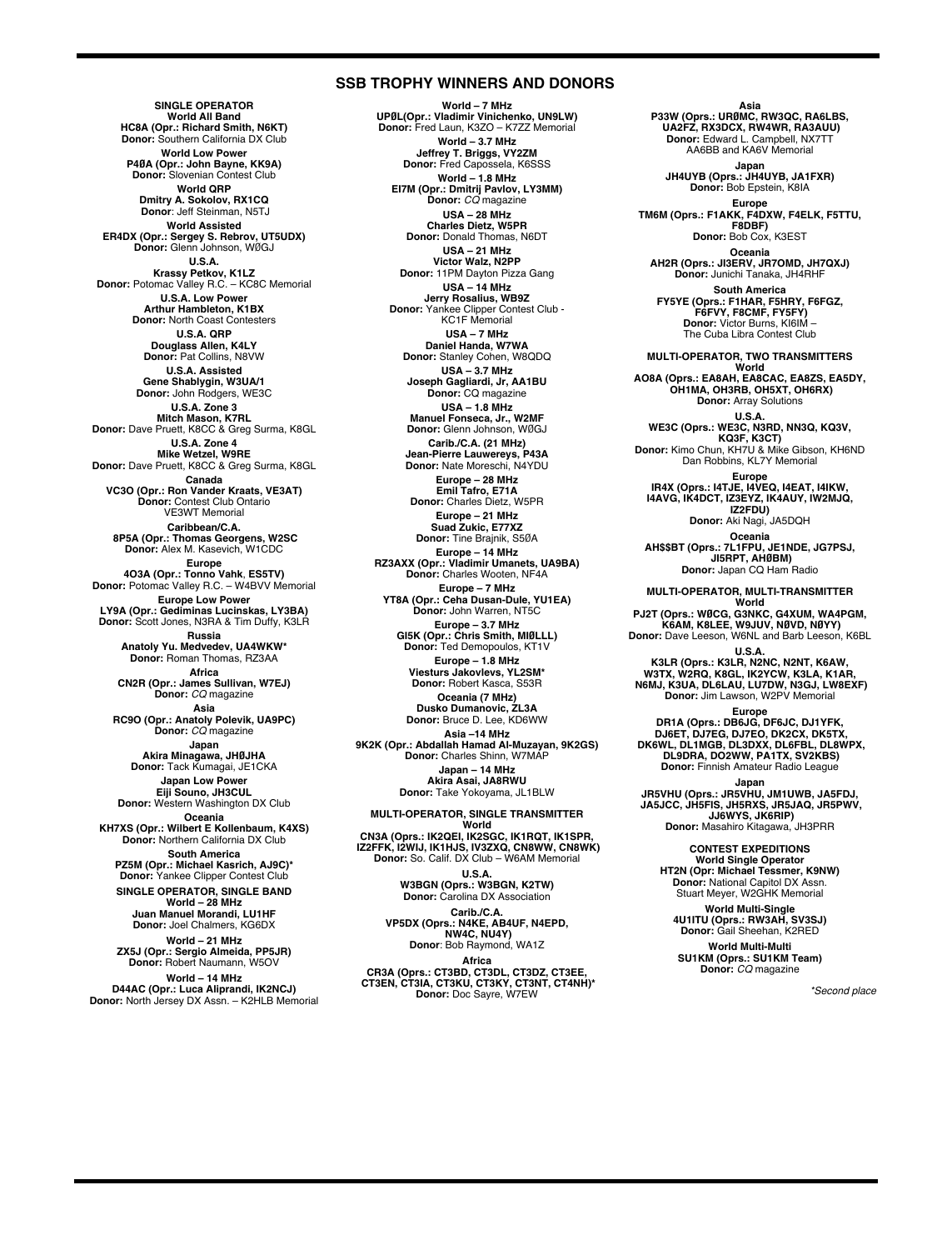# SSB TROPHY WINNERS AND DONORS

## SINGLE OPERATOR

**World All Band**
**HC8A (Opr.: Richard Smith, N6KT)**
**Donor:** Southern California DX Club

**World Low Power**
**P4ØA (Opr.: John Bayne, KK9A)**
**Donor:** Slovenian Contest Club

**World QRP**
**Dmitry A. Sokolov, RX1CQ**
**Donor**: Jeff Steinman, N5TJ

**World Assisted**
**ER4DX (Opr.: Sergey S. Rebrov, UT5UDX)**
**Donor:** Glenn Johnson, WØGJ

**U.S.A.**
**Krassy Petkov, K1LZ**
**Donor:** Potomac Valley R.C. – KC8C Memorial

**U.S.A. Low Power**
**Arthur Hambleton, K1BX**
**Donor:** North Coast Contesters

**U.S.A. QRP**
**Douglass Allen, K4LY**
**Donor:** Pat Collins, N8VW

**U.S.A. Assisted**
**Gene Shablygin, W3UA/1**
**Donor:** John Rodgers, WE3C

**U.S.A. Zone 3**
**Mitch Mason, K7RL**
**Donor:** Dave Pruett, K8CC & Greg Surma, K8GL

**U.S.A. Zone 4**
**Mike Wetzel, W9RE**
**Donor:** Dave Pruett, K8CC & Greg Surma, K8GL

**Canada**
**VC3O (Opr.: Ron Vander Kraats, VE3AT)**
**Donor:** Contest Club Ontario
VE3WT Memorial

**Caribbean/C.A.**
**8P5A (Opr.: Thomas Georgens, W2SC**
**Donor:** Alex M. Kasevich, W1CDC

**Europe**
**4O3A (Opr.: Tonno Vahk, ES5TV)**
**Donor:** Potomac Valley R.C. – W4BVV Memorial

**Europe Low Power**
**LY9A (Opr.: Gediminas Lucinskas, LY3BA)**
**Donor:** Scott Jones, N3RA & Tim Duffy, K3LR

**Russia**
**Anatoly Yu. Medvedev, UA4WKW***
**Donor:** Roman Thomas, RZ3AA

**Africa**
**CN2R (Opr.: James Sullivan, W7EJ)**
**Donor:** *CQ* magazine

**Asia**
**RC9O (Opr.: Anatoly Polevik, UA9PC)**
**Donor:** *CQ* magazine

**Japan**
**Akira Minagawa, JHØJHA**
**Donor:** Tack Kumagai, JE1CKA

**Japan Low Power**
**Eiji Souno, JH3CUL**
**Donor:** Western Washington DX Club

**Oceania**
**KH7XS (Opr.: Wilbert E Kollenbaum, K4XS)**
**Donor:** Northern California DX Club

**South America**
**PZ5M (Opr.: Michael Kasrich, AJ9C)***
**Donor:** Yankee Clipper Contest Club

## SINGLE OPERATOR, SINGLE BAND

**World – 28 MHz**
**Juan Manuel Morandi, LU1HF**
**Donor:** Joel Chalmers, KG6DX

**World – 21 MHz**
**ZX5J (Opr.: Sergio Almeida, PP5JR)**
**Donor:** Robert Naumann, W5OV

**World – 14 MHz**
**D44AC (Opr.: Luca Aliprandi, IK2NCJ)**
**Donor:** North Jersey DX Assn. – K2HLB Memorial

**World – 7 MHz**
**UPØL(Opr.: Vladimir Vinichenko, UN9LW)**
**Donor:** Fred Laun, K3ZO – K7ZZ Memorial

**World – 3.7 MHz**
**Jeffrey T. Briggs, VY2ZM**
**Donor:** Fred Capossela, K6SSS

**World – 1.8 MHz**
**EI7M (Opr.: Dmitrij Pavlov, LY3MM)**
**Donor:** *CQ* magazine

**USA – 28 MHz**
**Charles Dietz, W5PR**
**Donor:** Donald Thomas, N6DT

**USA – 21 MHz**
**Victor Walz, N2PP**
**Donor:** 11PM Dayton Pizza Gang

**USA – 14 MHz**
**Jerry Rosalius, WB9Z**
**Donor:** Yankee Clipper Contest Club - KC1F Memorial

**USA – 7 MHz**
**Daniel Handa, W7WA**
**Donor:** Stanley Cohen, W8QDQ

**USA – 3.7 MHz**
**Joseph Gagliardi, Jr, AA1BU**
**Donor:** CQ magazine

**USA – 1.8 MHz**
**Manuel Fonseca, Jr., W2MF**
**Donor:** Glenn Johnson, WØGJ

**Carib./C.A. (21 MHz)**
**Jean-Pierre Lauwereys, P43A**
**Donor:** Nate Moreschi, N4YDU

**Europe – 28 MHz**
**Emil Tafro, E71A**
**Donor:** Charles Dietz, W5PR

**Europe – 21 MHz**
**Suad Zukic, E77XZ**
**Donor:** Tine Brajnik, S5ØA

**Europe – 14 MHz**
**RZ3AXX (Opr.: Vladimir Umanets, UA9BA)**
**Donor:** Charles Wooten, NF4A

**Europe – 7 MHz**
**YT8A (Opr.: Ceha Dusan-Dule, YU1EA)**
**Donor:** John Warren, NT5C

**Europe – 3.7 MHz**
**GI5K (Opr.: Chris Smith, MIØLLL)**
**Donor:** Ted Demopoulos, KT1V

**Europe – 1.8 MHz**
**Viesturs Jakovlevs, YL2SM***
**Donor:** Robert Kasca, S53R

**Oceania (7 MHz)**
**Dusko Dumanovic, ZL3A**
**Donor:** Bruce D. Lee, KD6WW

**Asia –14 MHz**
**9K2K (Opr.: Abdallah Hamad Al-Muzayan, 9K2GS)**
**Donor:** Charles Shinn, W7MAP

**Japan – 14 MHz**
**Akira Asai, JA8RWU**
**Donor:** Take Yokoyama, JL1BLW

## MULTI-OPERATOR, SINGLE TRANSMITTER

**World**
**CN3A (Oprs.: IK2QEI, IK2SGC, IK1RQT, IK1SPR, IZ2FFK, I2WIJ, IK1HJS, IV3ZXQ, CN8WW, CN8WK)**
**Donor:** So. Calif. DX Club – W6AM Memorial

**U.S.A.**
**W3BGN (Oprs.: W3BGN, K2TW)**
**Donor:** Carolina DX Association

**Carib./C.A.**
**VP5DX (Oprs.: N4KE, AB4UF, N4EPD, NW4C, NU4Y)**
**Donor**: Bob Raymond, WA1Z

**Africa**
**CR3A (Oprs.: CT3BD, CT3DL, CT3DZ, CT3EE, CT3EN, CT3IA, CT3KU, CT3KY, CT3NT, CT4NH)***
**Donor:** Doc Sayre, W7EW

**Asia**
**P33W (Oprs.: URØMC, RW3QC, RA6LBS, UA2FZ, RX3DCX, RW4WR, RA3AUU)**
**Donor:** Edward L. Campbell, NX7TT
AA6BB and KA6V Memorial

**Japan**
**JH4UYB (Oprs.: JH4UYB, JA1FXR)**
**Donor:** Bob Epstein, K8IA

**Europe**
**TM6M (Oprs.: F1AKK, F4DXW, F4ELK, F5TTU, F8DBF)**
**Donor:** Bob Cox, K3EST

**Oceania**
**AH2R (Oprs.: JI3ERV, JR7OMD, JH7QXJ)**
**Donor:** Junichi Tanaka, JH4RHF

**South America**
**FY5YE (Oprs.: F1HAR, F5HRY, F6FGZ, F6FVY, F8CMF, FY5FY)**
**Donor:** Victor Burns, KI6IM –
The Cuba Libra Contest Club

## MULTI-OPERATOR, TWO TRANSMITTERS

**World**
**AO8A (Oprs.: EA8AH, EA8CAC, EA8ZS, EA5DY, OH1MA, OH3RB, OH5XT, OH6RX)**
**Donor:** Array Solutions

**U.S.A.**
**WE3C (Oprs.: WE3C, N3RD, NN3Q, KQ3V, KQ3F, K3CT)**
**Donor:** Kimo Chun, KH7U & Mike Gibson, KH6ND
Dan Robbins, KL7Y Memorial

**Europe**
**IR4X (Oprs.: I4TJE, I4VEQ, I4EAT, I4IKW, I4AVG, IK4DCT, IZ3EYZ, IK4AUY, IW2MJQ, IZ2FDU)**
**Donor:** Aki Nagi, JA5DQH

**Oceania**
**AH$$BT (Oprs.: 7L1FPU, JE1NDE, JG7PSJ, JI5RPT, AHØBM)**
**Donor:** Japan CQ Ham Radio

## MULTI-OPERATOR, MULTI-TRANSMITTER

**World**
**PJ2T (Oprs.: WØCG, G3NKC, G4XUM, WA4PGM, K6AM, K8LEE, W9JUV, NØVD, NØYY)**
**Donor:** Dave Leeson, W6NL and Barb Leeson, K6BL

**U.S.A.**
**K3LR (Oprs.: K3LR, N2NC, N2NT, K6AW, W3TX, W2RQ, K8GL, IK2YCW, K3LA, K1AR, N6MJ, K3UA, DL6LAU, LU7DW, N3GJ, LW8EXF)**
**Donor:** Jim Lawson, W2PV Memorial

**Europe**
**DR1A (Oprs.: DB6JG, DF6JC, DJ1YFK, DJ6ET, DJ7EG, DJ7EO, DK2CX, DK5TX, DK6WL, DL1MGB, DL3DXX, DL6FBL, DL8WPX, DL9DRA, DO2WW, PA1TX, SV2KBS)**
**Donor:** Finnish Amateur Radio League

**Japan**
**JR5VHU (Oprs.: JR5VHU, JM1UWB, JA5FDJ, JA5JCC, JH5FIS, JH5RXS, JR5JAQ, JR5PWV, JJ6WYS, JK6RIP)**
**Donor:** Masahiro Kitagawa, JH3PRR

## CONTEST EXPEDITIONS

**World Single Operator**
**HT2N (Opr: Michael Tessmer, K9NW)**
**Donor:** National Capitol DX Assn.
Stuart Meyer, W2GHK Memorial

**World Multi-Single**
**4U1ITU (Oprs.: RW3AH, SV3SJ)**
**Donor:** Gail Sheehan, K2RED

**World Multi-Multi**
**SU1KM (Oprs.: SU1KM Team)**
**Donor:** *CQ* magazine

*Second place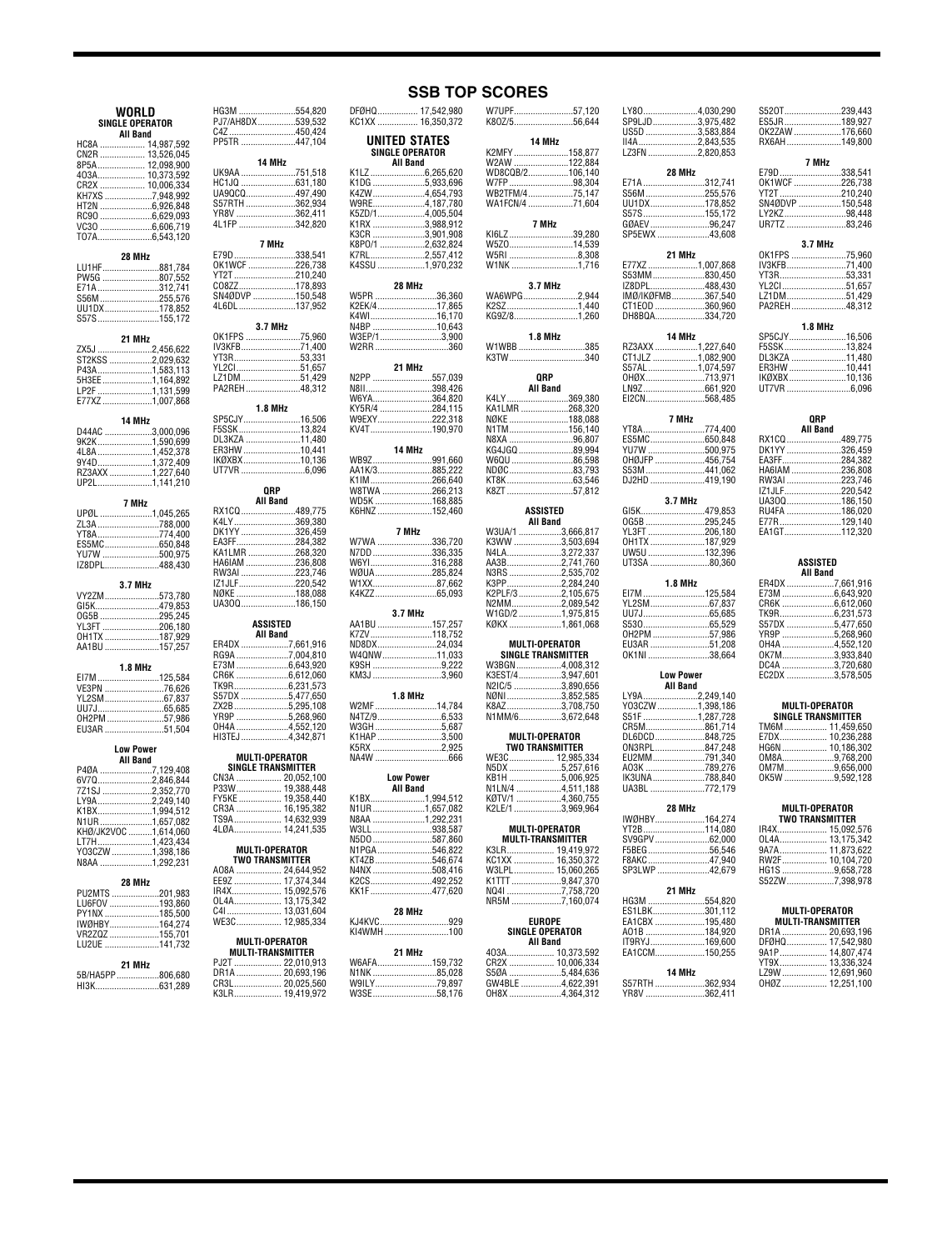# SSB TOP SCORES

## WORLD

### SINGLE OPERATOR

**All Band**

HC8A 14,987,592
CN2R 13,526,045
8P5A 12,098,900
4O3A 10,373,592
CR2X 10,006,334
KH7XS 7,948,992
HT2N 6,926,848
RC9O 6,629,093
VC3O 6,606,719
TO7A 6,543,120

**28 MHz**

LU1HF 881,784
PW5G 807,552
E71A 312,741
S56M 255,576
UU1DX 178,852
S57S 155,172

**21 MHz**

ZX5J 2,456,622
ST2KSS 2,029,632
P43A 1,583,113
5H3EE 1,164,892
LP2F 1,131,599
E77XZ 1,007,868

**14 MHz**

D44AC 3,000,096
9K2K 1,590,699
4L8A 1,452,378
9Y4D 1,372,409
RZ3AXX 1,227,640
UP2L 1,141,210

**7 MHz**

UPØL 1,045,265
ZL3A 788,000
YT8A 774,400
ES5MC 650,848
YU7W 500,975
IZ8DPL 488,430

**3.7 MHz**

VY2ZM 573,780
GI5K 479,853
OG5B 295,245
YL3FT 206,180
OH1TX 187,929
AA1BU 157,257

**1.8 MHz**

EI7M 125,584
VE3PN 76,626
YL2SM 67,837
UU7J 65,685
OH2PM 57,986
EU3AR 51,504

**Low Power**

**All Band**

P4ØA 7,129,408
6V7Q 2,846,844
7Z1SJ 2,352,770
LY9A 2,249,140
K1BX 1,994,512
N1UR 1,657,082
KHØ/JK2VOC 1,614,060
LT7H 1,423,434
YO3CZW 1,398,186
N8AA 1,292,231

**28 MHz**

PU2MTS 201,983
LU6FOV 193,860
PY1NX 185,500
IWØHBY 164,274
VR2ZQZ 155,701
LU2UE 141,732

**21 MHz**

5B/HA5PP 806,680
HI3K 631,289
HG3M 554,820
PJ7/AH8DX 539,532
C4Z 450,424
PP5TR 447,104

**14 MHz**

UK9AA 751,518
HC1JQ 631,180
UA9QCQ 497,490
S57RTH 362,934
YR8V 362,411
4L1FP 342,820

**7 MHz**

E79D 338,541
OK1WCF 226,738
YT2T 210,240
CO8ZZ 178,893
SN4ØDVP 150,548
4L6DL 137,952

**3.7 MHz**

OK1FPS 75,960
IV3KFB 71,400
YT3R 53,331
YL2CI 51,657
LZ1DM 51,429
PA2REH 48,312

**1.8 MHz**

SP5CJY 16,506
F5SSK 13,824
DL3KZA 11,480
ER3HW 10,441
IKØXBX 10,136
UT7VR 6,096

**QRP**

**All Band**

RX1CQ 489,775
K4LY 369,380
DK1YY 326,459
EA3FF 284,382
KA1LMR 268,320
HA6IAM 236,808
RW3AI 223,746
IZ1JLF 220,542
NØKE 188,088
UA3OQ 186,150

**ASSISTED**

**All Band**

ER4DX 7,661,916
RG9A 7,004,810
E73M 6,643,920
CR6K 6,612,060
TK9R 6,231,573
S57DX 5,477,650
ZX2B 5,295,108
YR9P 5,268,960
OH4A 4,552,120
HI3TEJ 4,342,871

**MULTI-OPERATOR**

**SINGLE TRANSMITTER**

CN3A 20,052,100
P33W 19,388,448
FY5KE 19,358,440
CR3A 16,195,382
TS9A 14,632,939
4LØA 14,241,535

**MULTI-OPERATOR**

**TWO TRANSMITTER**

AO8A 24,644,952
EE9Z 17,374,344
IR4X 15,092,576
OL4A 13,175,342
C4I 13,031,604
WE3C 12,985,334

**MULTI-OPERATOR**

**MULTI-TRANSMITTER**

PJ2T 22,010,913
DR1A 20,693,196
CR3L 20,025,560
K3LR 19,419,972
DFØHQ 17,542,980
KC1XX 16,350,372

## UNITED STATES

### SINGLE OPERATOR

**All Band**

K1LZ 6,265,620
K1DG 5,933,696
K4ZW 4,654,793
W9RE 4,187,780
K5ZD/1 4,005,504
K1RX 3,988,912
K3CR 3,901,908
K8PO/1 2,632,824
K7RL 2,557,412
K4SSU 1,970,232

**28 MHz**

W5PR 36,360
K2EK/4 17,865
K4WI 16,170
N4BP 10,643
W3EP/1 3,900
W2RR 360

**21 MHz**

N2PP 557,039
N8II 398,426
W6YA 364,820
KY5R/4 284,115
W9EXY 222,318
KV4T 190,970

**14 MHz**

WB9Z 991,660
AA1K/3 885,222
K1IM 266,640
W8TWA 266,213
WD5K 168,885
K6HNZ 152,460

**7 MHz**

W7WA 336,720
N7DD 336,335
W6YI 316,288
WØUA 285,824
W1XX 87,662
K4KZZ 65,093

**3.7 MHz**

AA1BU 157,257
K7ZV 118,752
ND8DX 24,034
W4QNW 11,033
K9SH 9,222
KM3J 3,960

**1.8 MHz**

W2MF 14,784
N4TZ/9 6,533
W3GH 5,687
K1HAP 3,500
K5RX 2,925
NA4W 666

**Low Power**

**All Band**

K1BX 1,994,512
N1UR 1,657,082
N8AA 1,292,231
W3LL 938,587
N5DO 587,860
N1PGA 546,822
KT4ZB 546,674
N4NX 508,416
K2CS 492,252
KK1F 477,620

**28 MHz**

KJ4KVC 929
KI4WMH 100

**21 MHz**

W6AFA 159,732
N1NK 85,028
W9ILY 79,897
W3SE 58,176
W7UPF 57,120
K8OZ/5 56,644

**14 MHz**

K2MFY 158,877
W2AW 122,884
WD8CQB/2 106,140
W7FP 98,304
WB2TFM/4 75,147
WA1FCN/4 71,604

**7 MHz**

KI6LZ 39,280
W5ZO 14,539
W5RI 8,308
W1NK 1,716

**3.7 MHz**

WA6WPG 2,944
K2SZ 1,440
KG9Z/8 1,260

**1.8 MHz**

W1WBB 385
K3TW 340

**QRP**

**All Band**

K4LY 369,380
KA1LMR 268,320
NØKE 188,088
N1TM 156,140
N8XA 96,807
KG4JGQ 89,994
W6QU 86,598
NDØC 83,793
KT8K 63,546
K8ZT 57,812

**ASSISTED**

W3UA/1 3,666,817
K3WW 3,503,694
N4LA 3,272,337
AA3B 2,741,760
N3RS 2,535,702
K3PP 2,284,240
K2PLF/3 2,105,675
N2MM 2,089,542
W1GD/2 1,975,815
KØKX 1,861,068

**MULTI-OPERATOR**

**SINGLE TRANSMITTER**

W3BGN 4,008,312
K3EST/4 3,947,601
N2IC/5 3,890,656
NØNI 3,852,585
K8AZ 3,708,750
N1MM/6 3,672,648

**MULTI-OPERATOR**

**TWO TRANSMITTER**

WE3C 12,985,334
N5DX 5,257,616
KB1H 5,006,925
N1LN/4 4,511,188
KØTV/1 4,360,755
K2LE/1 3,969,964

**MULTI-OPERATOR**

**MULTI-TRANSMITTER**

K3LR 19,419,972
KC1XX 16,350,372
W3LPL 15,060,265
K1TTT 9,847,370
NQ4I 7,758,720
NR5M 7,160,074

## EUROPE

### SINGLE OPERATOR

**All Band**

4O3A 10,373,592
CR2X 10,006,334
S5ØA 5,484,636
GW4BLE 4,622,391
OH8X 4,364,312
LY8O 4,030,290
SP9LJD 3,975,482
US5D 3,583,884
II4A 2,843,535
LZ3FN 2,820,853

**28 MHz**

E71A 312,741
S56M 255,576
UU1DX 178,852
S57S 155,172
GØAEV 96,247
SP5EWX 43,608

**21 MHz**

E77XZ 1,007,868
S53MM 830,450
IZ8DPL 488,430
IMØ/IKØFMB 367,540
CT1EOD 360,960
DH8BQA 334,720

**14 MHz**

RZ3AXX 1,227,640
CT1JLZ 1,082,900
S57AL 1,074,597
OHØX 713,971
LN9Z 661,920
EI2CN 568,485

**7 MHz**

YT8A 774,400
ES5MC 650,848
YU7W 500,975
OHØJFP 456,754
S53M 441,062
DJ2HD 419,190

**3.7 MHz**

GI5K 479,853
OG5B 295,245
YL3FT 206,180
OH1TX 187,929
UW5U 132,396
UT3SA 80,360

**1.8 MHz**

EI7M 125,584
YL2SM 67,837
UU7J 65,685
S53O 65,529
OH2PM 57,986
EU3AR 51,208
OK1NI 38,664

**Low Power**

**All Band**

LY9A 2,249,140
YO3CZW 1,398,186
S51F 1,287,728
CR5M 861,714
DL6DCD 848,725
ON3RPL 847,248
EU2MM 791,340
AO3K 789,276
IK3UNA 788,840
UA3BL 772,179

**28 MHz**

IWØHBY 164,274
YT2B 114,080
SV9GPV 62,000
F5BEG 56,546
F8AKC 47,940
SP3LWP 42,679

**21 MHz**

HG3M 554,820
ES1LBK 301,112
EA1CBX 195,480
AO1B 184,920
IT9RYJ 169,600
EA1CCM 150,255

**14 MHz**

S57RTH 362,934
YR8V 362,411
S52OT 239,443
ES5JR 189,927
OK2ZAW 176,660
RX6AH 149,800

**7 MHz**

E79D 338,541
OK1WCF 226,738
YT2T 210,240
SN4ØDVP 150,548
LY2KZ 98,448
UR7TZ 83,246

**3.7 MHz**

OK1FPS 75,960
IV3KFB 71,400
YT3R 53,331
YL2CI 51,657
LZ1DM 51,429
PA2REH 48,312

**1.8 MHz**

SP5CJY 16,506
F5SSK 13,824
DL3KZA 11,480
ER3HW 10,441
IKØXBX 10,136
UT7VR 6,096

**QRP**

**All Band**

RX1CQ 489,775
DK1YY 326,459
EA3FF 284,382
HA6IAM 236,808
RW3AI 223,746
IZ1JLF 220,542
UA3OQ 186,150
RU4FA 186,020
E77R 129,140
EA1GT 112,320

**ASSISTED**

**All Band**

ER4DX 7,661,916
E73M 6,643,920
CR6K 6,612,060
TK9R 6,231,573
S57DX 5,477,650
YR9P 5,268,960
OH4A 4,552,120
OK7M 3,933,840
DC4A 3,720,680
EC2DX 3,578,505

**MULTI-OPERATOR**

**SINGLE TRANSMITTER**

TM6M 11,459,650
E7DX 10,236,288
HG6N 10,186,302
OM8A 9,768,200
OM7M 9,656,000
OK5W 9,592,128

**MULTI-OPERATOR**

**TWO TRANSMITTER**

IR4X 15,092,576
OL4A 13,175,342
9A7A 11,873,622
RW2F 10,104,720
HG1S 9,658,728
S52ZW 7,398,978

**MULTI-OPERATOR**

**MULTI-TRANSMITTER**

DR1A 20,693,196
DFØHQ 17,542,980
9A1P 14,807,474
YT9X 13,336,324
LZ9W 12,691,960
OHØZ 12,251,100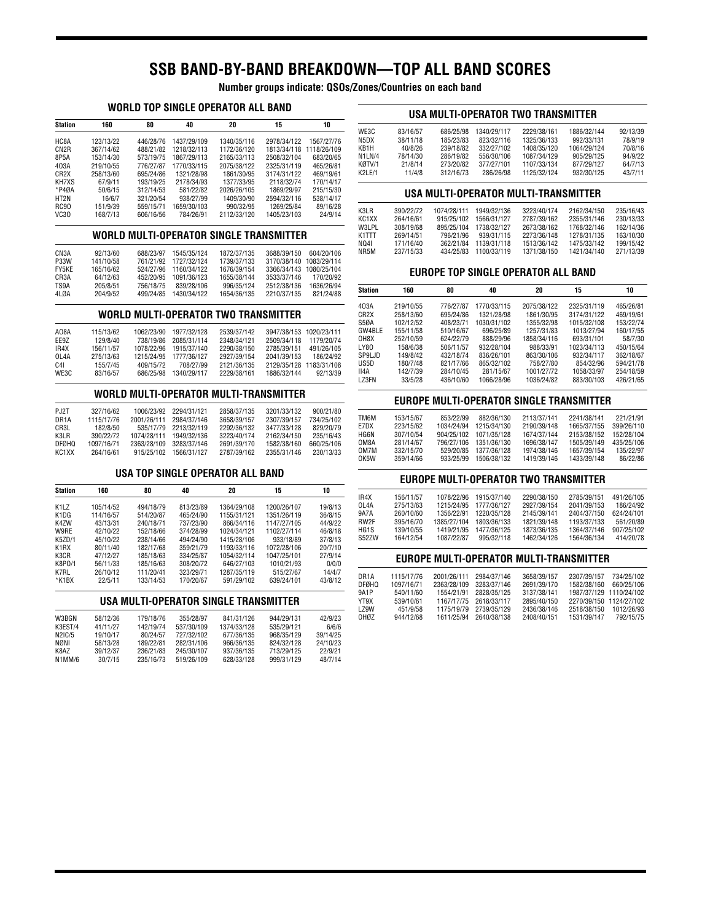# SSB BAND-BY-BAND BREAKDOWN—TOP ALL BAND SCORES

**Number groups indicate: QSOs/Zones/Countries on each band**

## WORLD TOP SINGLE OPERATOR ALL BAND

| Station | 160 | 80 | 40 | 20 | 15 | 10 |
|---|---|---|---|---|---|---|
| HC8A | 123/13/22 | 446/28/76 | 1437/29/109 | 1340/35/116 | 2978/34/122 | 1567/27/76 |
| CN2R | 367/14/62 | 488/21/82 | 1218/32/113 | 1172/36/120 | 1813/34/118 | 1118/26/109 |
| 8P5A | 153/14/30 | 573/19/75 | 1867/29/113 | 2165/33/113 | 2508/32/104 | 683/20/65 |
| 4O3A | 219/10/55 | 776/27/87 | 1770/33/115 | 2075/38/122 | 2325/31/119 | 465/26/81 |
| CR2X | 258/13/60 | 695/24/86 | 1321/28/98 | 1861/30/95 | 3174/31/122 | 469/19/61 |
| KH7XS | 67/9/11 | 193/19/25 | 2178/34/93 | 1377/33/95 | 2118/32/74 | 170/14/17 |
| *P4ØA | 50/6/15 | 312/14/53 | 581/22/82 | 2026/26/105 | 1869/29/97 | 215/15/30 |
| HT2N | 16/6/7 | 321/20/54 | 938/27/99 | 1409/30/90 | 2594/32/116 | 538/14/17 |
| RC9O | 151/9/39 | 559/15/71 | 1659/30/103 | 990/32/95 | 1269/25/84 | 89/16/28 |
| VC3O | 168/7/13 | 606/16/56 | 784/26/91 | 2112/33/120 | 1405/23/103 | 24/9/14 |

## WORLD MULTI-OPERATOR SINGLE TRANSMITTER

| Station | 160 | 80 | 40 | 20 | 15 | 10 |
|---|---|---|---|---|---|---|
| CN3A | 92/13/60 | 688/23/97 | 1545/35/124 | 1872/37/135 | 3688/39/150 | 604/20/106 |
| P33W | 141/10/58 | 761/21/92 | 1727/32/124 | 1739/37/133 | 3170/38/140 | 1083/29/114 |
| FY5KE | 165/16/62 | 524/27/96 | 1160/34/122 | 1676/39/154 | 3366/34/143 | 1080/25/104 |
| CR3A | 64/12/63 | 452/20/95 | 1091/36/123 | 1655/38/144 | 3533/37/146 | 170/20/92 |
| TS9A | 205/8/51 | 756/18/75 | 839/28/106 | 996/35/124 | 2512/38/136 | 1636/26/94 |
| 4LØA | 204/9/52 | 499/24/85 | 1430/34/122 | 1654/36/135 | 2210/37/135 | 821/24/88 |

## WORLD MULTI-OPERATOR TWO TRANSMITTER

| Station | 160 | 80 | 40 | 20 | 15 | 10 |
|---|---|---|---|---|---|---|
| AO8A | 115/13/62 | 1062/23/90 | 1977/32/128 | 2539/37/142 | 3947/38/153 | 1020/23/111 |
| EE9Z | 129/8/40 | 738/19/86 | 2085/31/114 | 2348/34/121 | 2509/34/118 | 1179/20/74 |
| IR4X | 156/11/57 | 1078/22/96 | 1915/37/140 | 2290/38/150 | 2785/39/151 | 491/26/105 |
| OL4A | 275/13/63 | 1215/24/95 | 1777/36/127 | 2927/39/154 | 2041/39/153 | 186/24/92 |
| C4I | 155/7/45 | 409/15/72 | 708/27/99 | 2121/36/135 | 2129/35/128 | 1183/31/108 |
| WE3C | 83/16/57 | 686/25/98 | 1340/29/117 | 2229/38/161 | 1886/32/144 | 92/13/39 |

## WORLD MULTI-OPERATOR MULTI-TRANSMITTER

| Station | 160 | 80 | 40 | 20 | 15 | 10 |
|---|---|---|---|---|---|---|
| PJ2T | 327/16/62 | 1006/23/92 | 2294/31/121 | 2858/37/135 | 3201/33/132 | 900/21/80 |
| DR1A | 1115/17/76 | 2001/26/111 | 2984/37/146 | 3658/39/157 | 2307/39/157 | 734/25/102 |
| CR3L | 182/8/50 | 535/17/79 | 2213/32/119 | 2292/36/132 | 3477/33/128 | 829/20/79 |
| K3LR | 390/22/72 | 1074/28/111 | 1949/32/136 | 3223/40/174 | 2162/34/150 | 235/16/43 |
| DFØHQ | 1097/16/71 | 2363/28/109 | 3283/37/146 | 2691/39/170 | 1582/38/160 | 660/25/106 |
| KC1XX | 264/16/61 | 915/25/102 | 1566/31/127 | 2787/39/162 | 2355/31/146 | 230/13/33 |

## USA TOP SINGLE OPERATOR ALL BAND

| Station | 160 | 80 | 40 | 20 | 15 | 10 |
|---|---|---|---|---|---|---|
| K1LZ | 105/14/52 | 494/18/79 | 813/23/89 | 1364/29/108 | 1200/26/107 | 19/8/13 |
| K1DG | 114/16/57 | 514/20/87 | 465/24/90 | 1155/31/121 | 1351/26/119 | 36/8/15 |
| K4ZW | 43/13/31 | 240/18/71 | 737/23/90 | 866/34/116 | 1147/27/105 | 44/9/22 |
| W9RE | 42/10/22 | 152/18/66 | 374/28/99 | 1024/34/121 | 1102/27/114 | 46/8/18 |
| K5ZD/1 | 45/10/22 | 238/14/66 | 494/24/90 | 1415/28/106 | 933/18/89 | 37/8/13 |
| K1RX | 80/11/40 | 182/17/68 | 359/21/79 | 1193/33/116 | 1072/28/106 | 20/7/10 |
| K3CR | 47/12/27 | 185/18/63 | 334/25/87 | 1054/32/114 | 1047/25/101 | 27/9/14 |
| K8PO/1 | 56/11/33 | 185/16/63 | 308/20/72 | 646/27/103 | 1010/21/93 | 0/0/0 |
| K7RL | 26/10/12 | 111/20/41 | 323/29/71 | 1287/35/119 | 515/27/67 | 14/4/7 |
| *K1BX | 22/5/11 | 133/14/53 | 170/20/67 | 591/29/102 | 639/24/101 | 43/8/12 |

## USA MULTI-OPERATOR SINGLE TRANSMITTER

| Station | 160 | 80 | 40 | 20 | 15 | 10 |
|---|---|---|---|---|---|---|
| W3BGN | 58/12/36 | 179/18/76 | 355/28/97 | 841/31/126 | 944/29/131 | 42/9/23 |
| K3EST/4 | 41/11/27 | 142/19/74 | 537/30/109 | 1374/33/128 | 535/29/121 | 6/6/6 |
| N2IC/5 | 19/10/17 | 80/24/57 | 727/32/102 | 677/36/135 | 968/35/129 | 39/14/25 |
| NØNI | 58/13/28 | 189/22/81 | 282/31/106 | 966/36/135 | 824/32/128 | 24/10/23 |
| K8AZ | 39/12/37 | 236/21/83 | 245/30/107 | 937/36/135 | 713/29/125 | 22/9/21 |
| N1MM/6 | 30/7/15 | 235/16/73 | 519/26/109 | 628/33/128 | 999/31/129 | 48/7/14 |

## USA MULTI-OPERATOR TWO TRANSMITTER

| Station | 160 | 80 | 40 | 20 | 15 | 10 |
|---|---|---|---|---|---|---|
| WE3C | 83/16/57 | 686/25/98 | 1340/29/117 | 2229/38/161 | 1886/32/144 | 92/13/39 |
| N5DX | 38/11/18 | 185/23/83 | 823/32/116 | 1325/36/133 | 992/33/131 | 78/9/19 |
| KB1H | 40/8/26 | 239/18/82 | 332/27/102 | 1408/35/120 | 1064/29/124 | 70/8/16 |
| N1LN/4 | 78/14/30 | 286/19/82 | 556/30/106 | 1087/34/129 | 905/29/125 | 94/9/22 |
| KØTV/1 | 21/8/14 | 273/20/82 | 377/27/101 | 1107/33/134 | 877/29/127 | 64/7/13 |
| K2LE/1 | 11/4/8 | 312/16/73 | 286/26/98 | 1125/32/124 | 932/30/125 | 43/7/11 |

## USA MULTI-OPERATOR MULTI-TRANSMITTER

| Station | 160 | 80 | 40 | 20 | 15 | 10 |
|---|---|---|---|---|---|---|
| K3LR | 390/22/72 | 1074/28/111 | 1949/32/136 | 3223/40/174 | 2162/34/150 | 235/16/43 |
| KC1XX | 264/16/61 | 915/25/102 | 1566/31/127 | 2787/39/162 | 2355/31/146 | 230/13/33 |
| W3LPL | 308/19/68 | 895/25/104 | 1738/32/127 | 2673/38/162 | 1768/32/146 | 162/14/36 |
| K1TTT | 269/14/51 | 796/21/96 | 939/31/115 | 2273/36/148 | 1278/31/135 | 163/10/30 |
| NQ4I | 171/16/40 | 362/21/84 | 1139/31/118 | 1513/36/142 | 1475/33/142 | 199/15/42 |
| NR5M | 237/15/33 | 434/25/83 | 1100/33/119 | 1371/38/150 | 1421/34/140 | 271/13/39 |

## EUROPE TOP SINGLE OPERATOR ALL BAND

| Station | 160 | 80 | 40 | 20 | 15 | 10 |
|---|---|---|---|---|---|---|
| 4O3A | 219/10/55 | 776/27/87 | 1770/33/115 | 2075/38/122 | 2325/31/119 | 465/26/81 |
| CR2X | 258/13/60 | 695/24/86 | 1321/28/98 | 1861/30/95 | 3174/31/122 | 469/19/61 |
| S5ØA | 102/12/52 | 408/23/71 | 1030/31/102 | 1355/32/98 | 1015/32/108 | 153/22/74 |
| GW4BLE | 155/11/58 | 510/16/67 | 696/25/89 | 1257/31/83 | 1013/27/94 | 160/17/55 |
| OH8X | 252/10/59 | 624/22/79 | 888/29/96 | 1858/34/116 | 693/31/101 | 58/7/30 |
| LY8O | 158/6/38 | 506/11/57 | 932/28/104 | 988/33/91 | 1023/34/113 | 450/15/64 |
| SP9LJD | 149/8/42 | 432/18/74 | 836/26/101 | 863/30/106 | 932/34/117 | 362/18/67 |
| US5D | 180/7/48 | 821/17/66 | 865/32/102 | 758/27/80 | 854/32/96 | 594/21/78 |
| II4A | 142/7/39 | 284/10/45 | 281/15/67 | 1001/27/72 | 1058/33/97 | 254/18/59 |
| LZ3FN | 33/5/28 | 436/10/60 | 1066/28/96 | 1036/24/82 | 883/30/103 | 426/21/65 |

## EUROPE MULTI-OPERATOR SINGLE TRANSMITTER

| Station | 160 | 80 | 40 | 20 | 15 | 10 |
|---|---|---|---|---|---|---|
| TM6M | 153/15/67 | 853/22/99 | 882/36/130 | 2113/37/141 | 2241/38/141 | 221/21/91 |
| E7DX | 223/15/62 | 1034/24/94 | 1215/34/130 | 2190/39/148 | 1665/37/155 | 399/26/110 |
| HG6N | 307/10/54 | 904/25/102 | 1071/35/128 | 1674/37/144 | 2153/38/152 | 152/28/104 |
| OM8A | 281/14/67 | 796/27/106 | 1351/36/130 | 1696/38/147 | 1505/39/149 | 435/25/106 |
| OM7M | 332/15/70 | 529/20/85 | 1377/36/128 | 1974/38/146 | 1657/39/154 | 135/22/97 |
| OK5W | 359/14/66 | 933/25/99 | 1506/38/132 | 1419/39/146 | 1433/39/148 | 86/22/86 |

## EUROPE MULTI-OPERATOR TWO TRANSMITTER

| Station | 160 | 80 | 40 | 20 | 15 | 10 |
|---|---|---|---|---|---|---|
| IR4X | 156/11/57 | 1078/22/96 | 1915/37/140 | 2290/38/150 | 2785/39/151 | 491/26/105 |
| OL4A | 275/13/63 | 1215/24/95 | 1777/36/127 | 2927/39/154 | 2041/39/153 | 186/24/92 |
| 9A7A | 260/10/60 | 1356/22/91 | 1220/35/128 | 2145/39/141 | 2404/37/150 | 624/24/101 |
| RW2F | 395/16/70 | 1385/27/104 | 1803/36/133 | 1821/39/148 | 1193/37/133 | 561/20/89 |
| HG1S | 139/10/55 | 1419/21/95 | 1477/36/125 | 1873/36/135 | 1364/37/146 | 907/25/102 |
| S52ZW | 164/12/54 | 1087/22/87 | 995/32/118 | 1462/34/126 | 1564/36/134 | 414/20/78 |

## EUROPE MULTI-OPERATOR MULTI-TRANSMITTER

| Station | 160 | 80 | 40 | 20 | 15 | 10 |
|---|---|---|---|---|---|---|
| DR1A | 1115/17/76 | 2001/26/111 | 2984/37/146 | 3658/39/157 | 2307/39/157 | 734/25/102 |
| DFØHQ | 1097/16/71 | 2363/28/109 | 3283/37/146 | 2691/39/170 | 1582/38/160 | 660/25/106 |
| 9A1P | 540/11/60 | 1554/21/91 | 2828/35/125 | 3137/38/141 | 1987/37/129 | 1110/24/102 |
| YT9X | 539/10/61 | 1167/17/75 | 2618/33/117 | 2895/40/150 | 2270/39/150 | 1124/27/102 |
| LZ9W | 451/9/58 | 1175/19/79 | 2739/35/129 | 2436/38/146 | 2518/38/150 | 1012/26/93 |
| OHØZ | 944/12/68 | 1611/25/94 | 2640/38/138 | 2408/40/151 | 1531/39/147 | 792/15/75 |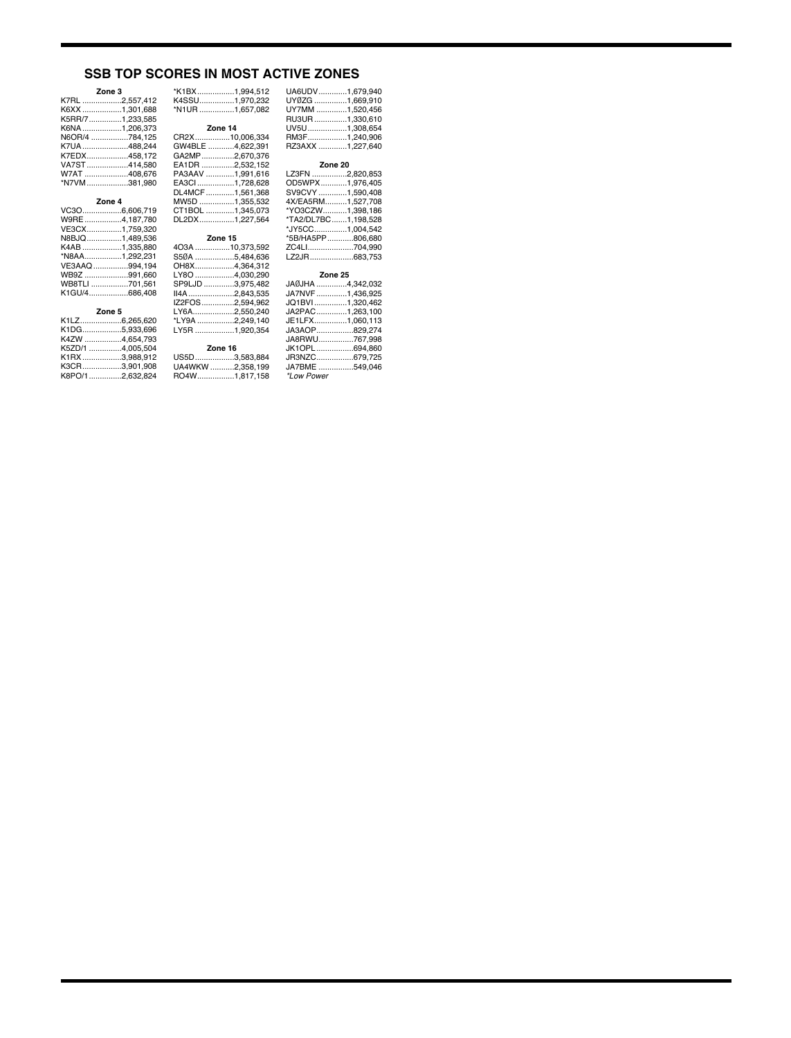## SSB TOP SCORES IN MOST ACTIVE ZONES

**Zone 3**

K7RL ..................2,557,412
K6XX ..................1,301,688
K5RR/7...............1,233,585
K6NA ..................1,206,373
N6OR/4 .................784,125
K7UA .....................488,244
K7EDX...................458,172
VA7ST ...................414,580
W7AT ....................408,676
*N7VM ..................381,980

**Zone 4**

VC3O..................6,606,719
W9RE .................4,187,780
VE3CX................1,759,320
N8BJQ................1,489,536
K4AB ..................1,335,880
*N8AA.................1,292,231
VE3AAQ ................994,194
WB9Z ....................991,660
WB8TLI .................701,561
K1GU/4..................686,408

**Zone 5**

K1LZ...................6,265,620
K1DG..................5,933,696
K4ZW .................4,654,793
K5ZD/1 ..............4,005,504
K1RX ..................3,988,912
K3CR ..................3,901,908
K8PO/1 ..............2,632,824
*K1BX.................1,994,512
K4SSU................1,970,232
*N1UR ................1,657,082

**Zone 14**

CR2X................10,006,334
GW4BLE ............4,622,391
GA2MP ..............2,670,376
EA1DR ..............2,532,152
PA3AAV .............1,991,616
EA3CI ................1,728,628
DL4MCF .............1,561,368
MW5D ................1,355,532
CT1BOL .............1,345,073
DL2DX ................1,227,564

**Zone 15**

4O3A ................10,373,592
S5ØA ..................5,484,636
OH8X..................4,364,312
LY8O ..................4,030,290
SP9LJD ..............3,975,482
II4A .....................2,843,535
IZ2FOS...............2,594,962
LY6A...................2,550,240
*LY9A .................2,249,140
LY5R ..................1,920,354

**Zone 16**

US5D...................3,583,884
UA4WKW ...........2,358,199
RO4W.................1,817,158
UA6UDV.............1,679,940
UYØZG ...............1,669,910
UY7MM ..............1,520,456
RU3UR ...............1,330,610
UV5U..................1,308,654
RM3F..................1,240,906
RZ3AXX .............1,227,640

**Zone 20**

LZ3FN ................2,820,853
OD5WPX.............1,976,405
SV9CVY .............1,590,408
4X/EA5RM..........1,527,708
*YO3CZW...........1,398,186
*TA2/DL7BC.......1,198,528
*JY5CC...............1,004,542
*5B/HA5PP............806,680
ZC4LI.....................704,990
LZ2JR....................683,753

**Zone 25**

JAØJHA ..............4,342,032
JA7NVF ..............1,436,925
JQ1BVI ...............1,320,462
JA2PAC ..............1,263,100
JE1LFX...............1,060,113
JA3AOP.................829,274
JA8RWU................767,998
JK1OPL .................694,860
JR3NZC.................679,725
JA7BME ................549,046

*\*Low Power*